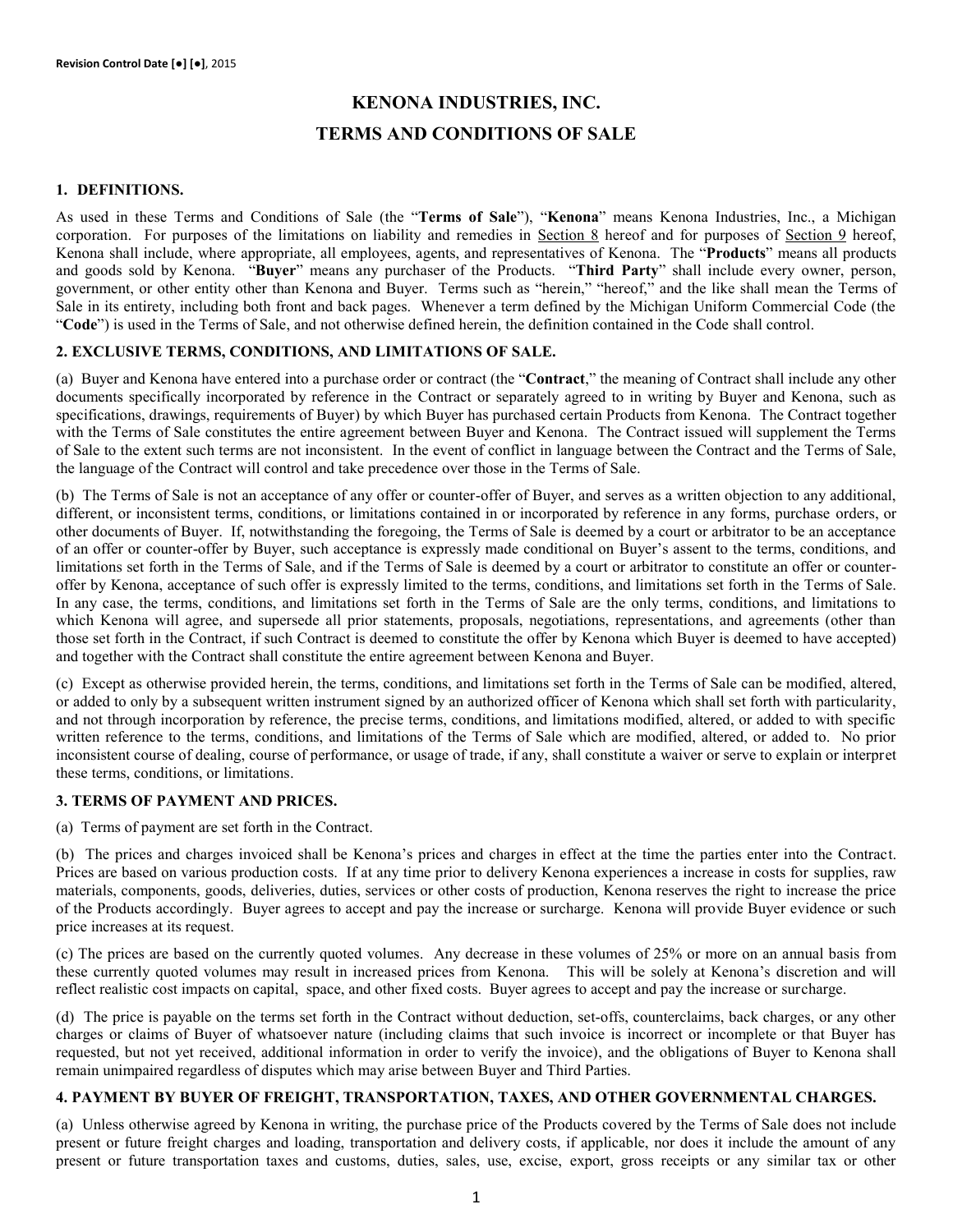Revision Control Date [●] [●], 2015

# KENONA INDUSTRIES, INC.
# TERMS AND CONDITIONS OF SALE

## 1. DEFINITIONS.

As used in these Terms and Conditions of Sale (the "**Terms of Sale**"), "**Kenona**" means Kenona Industries, Inc., a Michigan corporation. For purposes of the limitations on liability and remedies in Section 8 hereof and for purposes of Section 9 hereof, Kenona shall include, where appropriate, all employees, agents, and representatives of Kenona. The "**Products**" means all products and goods sold by Kenona. "**Buyer**" means any purchaser of the Products. "**Third Party**" shall include every owner, person, government, or other entity other than Kenona and Buyer. Terms such as "herein," "hereof," and the like shall mean the Terms of Sale in its entirety, including both front and back pages. Whenever a term defined by the Michigan Uniform Commercial Code (the "**Code**") is used in the Terms of Sale, and not otherwise defined herein, the definition contained in the Code shall control.

## 2. EXCLUSIVE TERMS, CONDITIONS, AND LIMITATIONS OF SALE.

(a) Buyer and Kenona have entered into a purchase order or contract (the "**Contract**," the meaning of Contract shall include any other documents specifically incorporated by reference in the Contract or separately agreed to in writing by Buyer and Kenona, such as specifications, drawings, requirements of Buyer) by which Buyer has purchased certain Products from Kenona. The Contract together with the Terms of Sale constitutes the entire agreement between Buyer and Kenona. The Contract issued will supplement the Terms of Sale to the extent such terms are not inconsistent. In the event of conflict in language between the Contract and the Terms of Sale, the language of the Contract will control and take precedence over those in the Terms of Sale.

(b) The Terms of Sale is not an acceptance of any offer or counter-offer of Buyer, and serves as a written objection to any additional, different, or inconsistent terms, conditions, or limitations contained in or incorporated by reference in any forms, purchase orders, or other documents of Buyer. If, notwithstanding the foregoing, the Terms of Sale is deemed by a court or arbitrator to be an acceptance of an offer or counter-offer by Buyer, such acceptance is expressly made conditional on Buyer's assent to the terms, conditions, and limitations set forth in the Terms of Sale, and if the Terms of Sale is deemed by a court or arbitrator to constitute an offer or counter-offer by Kenona, acceptance of such offer is expressly limited to the terms, conditions, and limitations set forth in the Terms of Sale. In any case, the terms, conditions, and limitations set forth in the Terms of Sale are the only terms, conditions, and limitations to which Kenona will agree, and supersede all prior statements, proposals, negotiations, representations, and agreements (other than those set forth in the Contract, if such Contract is deemed to constitute the offer by Kenona which Buyer is deemed to have accepted) and together with the Contract shall constitute the entire agreement between Kenona and Buyer.

(c) Except as otherwise provided herein, the terms, conditions, and limitations set forth in the Terms of Sale can be modified, altered, or added to only by a subsequent written instrument signed by an authorized officer of Kenona which shall set forth with particularity, and not through incorporation by reference, the precise terms, conditions, and limitations modified, altered, or added to with specific written reference to the terms, conditions, and limitations of the Terms of Sale which are modified, altered, or added to. No prior inconsistent course of dealing, course of performance, or usage of trade, if any, shall constitute a waiver or serve to explain or interpret these terms, conditions, or limitations.

## 3. TERMS OF PAYMENT AND PRICES.

(a) Terms of payment are set forth in the Contract.

(b) The prices and charges invoiced shall be Kenona's prices and charges in effect at the time the parties enter into the Contract. Prices are based on various production costs. If at any time prior to delivery Kenona experiences a increase in costs for supplies, raw materials, components, goods, deliveries, duties, services or other costs of production, Kenona reserves the right to increase the price of the Products accordingly. Buyer agrees to accept and pay the increase or surcharge. Kenona will provide Buyer evidence or such price increases at its request.

(c) The prices are based on the currently quoted volumes. Any decrease in these volumes of 25% or more on an annual basis from these currently quoted volumes may result in increased prices from Kenona. This will be solely at Kenona's discretion and will reflect realistic cost impacts on capital, space, and other fixed costs. Buyer agrees to accept and pay the increase or surcharge.

(d) The price is payable on the terms set forth in the Contract without deduction, set-offs, counterclaims, back charges, or any other charges or claims of Buyer of whatsoever nature (including claims that such invoice is incorrect or incomplete or that Buyer has requested, but not yet received, additional information in order to verify the invoice), and the obligations of Buyer to Kenona shall remain unimpaired regardless of disputes which may arise between Buyer and Third Parties.

## 4. PAYMENT BY BUYER OF FREIGHT, TRANSPORTATION, TAXES, AND OTHER GOVERNMENTAL CHARGES.

(a) Unless otherwise agreed by Kenona in writing, the purchase price of the Products covered by the Terms of Sale does not include present or future freight charges and loading, transportation and delivery costs, if applicable, nor does it include the amount of any present or future transportation taxes and customs, duties, sales, use, excise, export, gross receipts or any similar tax or other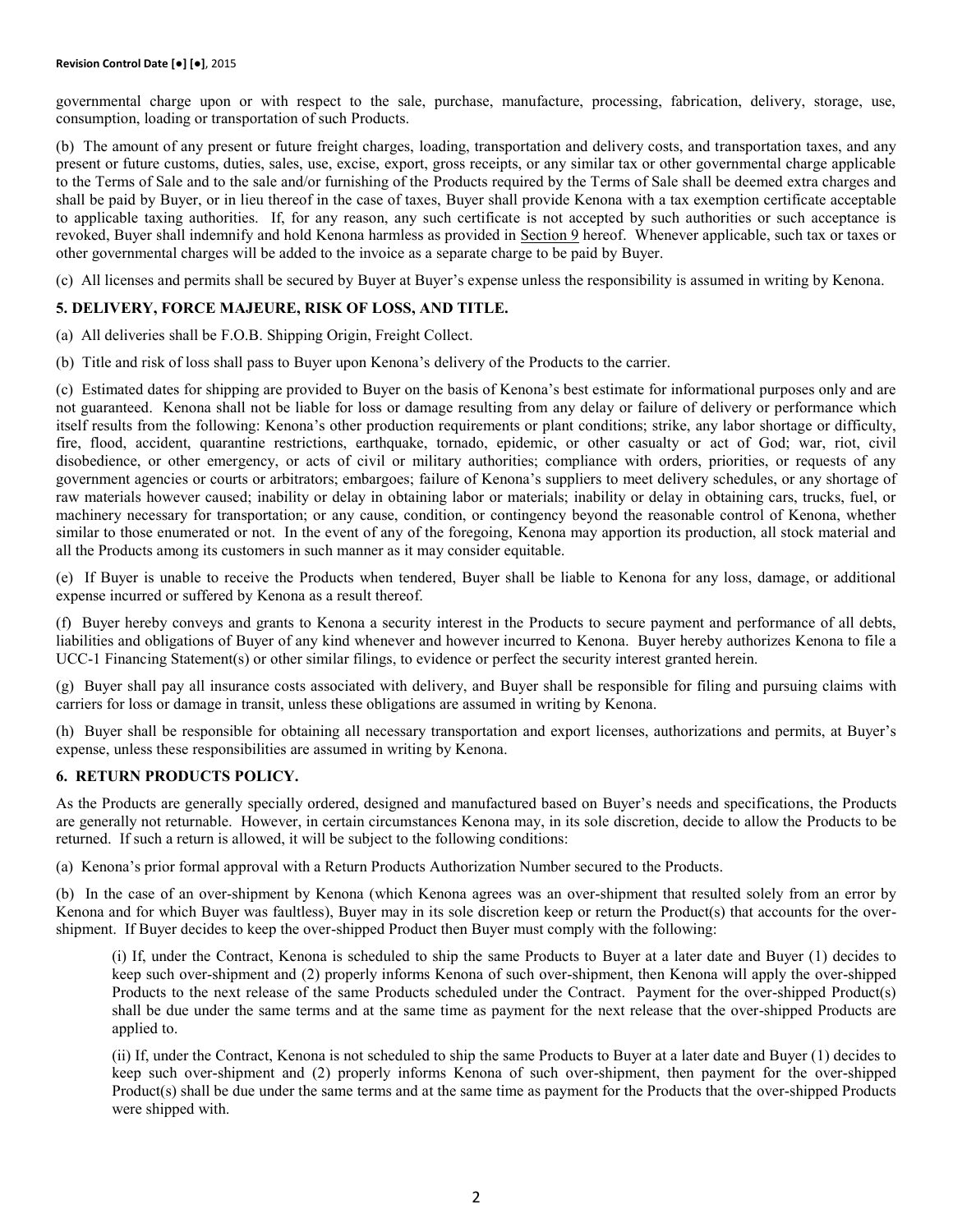governmental charge upon or with respect to the sale, purchase, manufacture, processing, fabrication, delivery, storage, use, consumption, loading or transportation of such Products.

(b) The amount of any present or future freight charges, loading, transportation and delivery costs, and transportation taxes, and any present or future customs, duties, sales, use, excise, export, gross receipts, or any similar tax or other governmental charge applicable to the Terms of Sale and to the sale and/or furnishing of the Products required by the Terms of Sale shall be deemed extra charges and shall be paid by Buyer, or in lieu thereof in the case of taxes, Buyer shall provide Kenona with a tax exemption certificate acceptable to applicable taxing authorities. If, for any reason, any such certificate is not accepted by such authorities or such acceptance is revoked, Buyer shall indemnify and hold Kenona harmless as provided in Section 9 hereof. Whenever applicable, such tax or taxes or other governmental charges will be added to the invoice as a separate charge to be paid by Buyer.

(c) All licenses and permits shall be secured by Buyer at Buyer's expense unless the responsibility is assumed in writing by Kenona.

## 5. DELIVERY, FORCE MAJEURE, RISK OF LOSS, AND TITLE.

(a) All deliveries shall be F.O.B. Shipping Origin, Freight Collect.

(b) Title and risk of loss shall pass to Buyer upon Kenona's delivery of the Products to the carrier.

(c) Estimated dates for shipping are provided to Buyer on the basis of Kenona's best estimate for informational purposes only and are not guaranteed. Kenona shall not be liable for loss or damage resulting from any delay or failure of delivery or performance which itself results from the following: Kenona's other production requirements or plant conditions; strike, any labor shortage or difficulty, fire, flood, accident, quarantine restrictions, earthquake, tornado, epidemic, or other casualty or act of God; war, riot, civil disobedience, or other emergency, or acts of civil or military authorities; compliance with orders, priorities, or requests of any government agencies or courts or arbitrators; embargoes; failure of Kenona's suppliers to meet delivery schedules, or any shortage of raw materials however caused; inability or delay in obtaining labor or materials; inability or delay in obtaining cars, trucks, fuel, or machinery necessary for transportation; or any cause, condition, or contingency beyond the reasonable control of Kenona, whether similar to those enumerated or not. In the event of any of the foregoing, Kenona may apportion its production, all stock material and all the Products among its customers in such manner as it may consider equitable.

(e) If Buyer is unable to receive the Products when tendered, Buyer shall be liable to Kenona for any loss, damage, or additional expense incurred or suffered by Kenona as a result thereof.

(f) Buyer hereby conveys and grants to Kenona a security interest in the Products to secure payment and performance of all debts, liabilities and obligations of Buyer of any kind whenever and however incurred to Kenona. Buyer hereby authorizes Kenona to file a UCC-1 Financing Statement(s) or other similar filings, to evidence or perfect the security interest granted herein.

(g) Buyer shall pay all insurance costs associated with delivery, and Buyer shall be responsible for filing and pursuing claims with carriers for loss or damage in transit, unless these obligations are assumed in writing by Kenona.

(h) Buyer shall be responsible for obtaining all necessary transportation and export licenses, authorizations and permits, at Buyer's expense, unless these responsibilities are assumed in writing by Kenona.

## 6. RETURN PRODUCTS POLICY.

As the Products are generally specially ordered, designed and manufactured based on Buyer's needs and specifications, the Products are generally not returnable. However, in certain circumstances Kenona may, in its sole discretion, decide to allow the Products to be returned. If such a return is allowed, it will be subject to the following conditions:

(a) Kenona's prior formal approval with a Return Products Authorization Number secured to the Products.

(b) In the case of an over-shipment by Kenona (which Kenona agrees was an over-shipment that resulted solely from an error by Kenona and for which Buyer was faultless), Buyer may in its sole discretion keep or return the Product(s) that accounts for the over-shipment. If Buyer decides to keep the over-shipped Product then Buyer must comply with the following:

(i) If, under the Contract, Kenona is scheduled to ship the same Products to Buyer at a later date and Buyer (1) decides to keep such over-shipment and (2) properly informs Kenona of such over-shipment, then Kenona will apply the over-shipped Products to the next release of the same Products scheduled under the Contract. Payment for the over-shipped Product(s) shall be due under the same terms and at the same time as payment for the next release that the over-shipped Products are applied to.

(ii) If, under the Contract, Kenona is not scheduled to ship the same Products to Buyer at a later date and Buyer (1) decides to keep such over-shipment and (2) properly informs Kenona of such over-shipment, then payment for the over-shipped Product(s) shall be due under the same terms and at the same time as payment for the Products that the over-shipped Products were shipped with.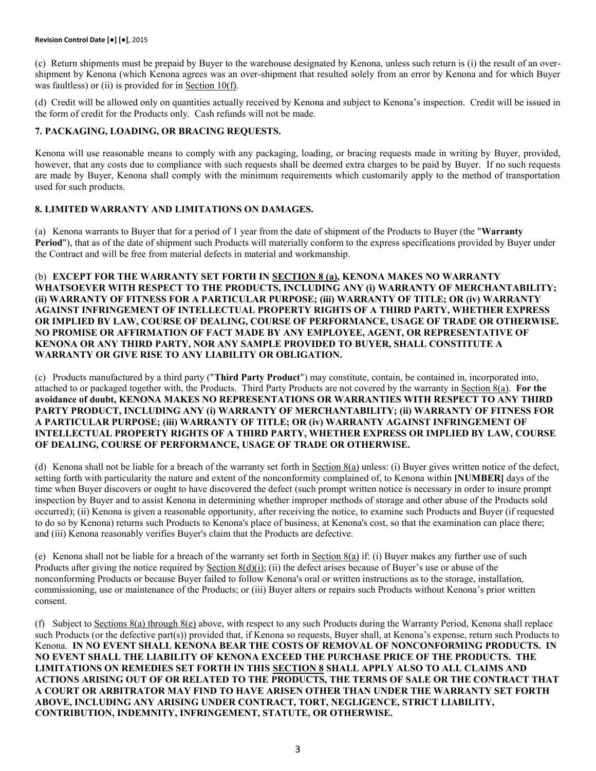(c) Return shipments must be prepaid by Buyer to the warehouse designated by Kenona, unless such return is (i) the result of an over-shipment by Kenona (which Kenona agrees was an over-shipment that resulted solely from an error by Kenona and for which Buyer was faultless) or (ii) is provided for in Section 10(f).

(d) Credit will be allowed only on quantities actually received by Kenona and subject to Kenona's inspection. Credit will be issued in the form of credit for the Products only. Cash refunds will not be made.

### 7. PACKAGING, LOADING, OR BRACING REQUESTS.

Kenona will use reasonable means to comply with any packaging, loading, or bracing requests made in writing by Buyer, provided, however, that any costs due to compliance with such requests shall be deemed extra charges to be paid by Buyer. If no such requests are made by Buyer, Kenona shall comply with the minimum requirements which customarily apply to the method of transportation used for such products.

### 8. LIMITED WARRANTY AND LIMITATIONS ON DAMAGES.

(a) Kenona warrants to Buyer that for a period of 1 year from the date of shipment of the Products to Buyer (the "**Warranty Period**"), that as of the date of shipment such Products will materially conform to the express specifications provided by Buyer under the Contract and will be free from material defects in material and workmanship.

(b) **EXCEPT FOR THE WARRANTY SET FORTH IN SECTION 8 (a), KENONA MAKES NO WARRANTY WHATSOEVER WITH RESPECT TO THE PRODUCTS, INCLUDING ANY (i) WARRANTY OF MERCHANTABILITY; (ii) WARRANTY OF FITNESS FOR A PARTICULAR PURPOSE; (iii) WARRANTY OF TITLE; OR (iv) WARRANTY AGAINST INFRINGEMENT OF INTELLECTUAL PROPERTY RIGHTS OF A THIRD PARTY, WHETHER EXPRESS OR IMPLIED BY LAW, COURSE OF DEALING, COURSE OF PERFORMANCE, USAGE OF TRADE OR OTHERWISE. NO PROMISE OR AFFIRMATION OF FACT MADE BY ANY EMPLOYEE, AGENT, OR REPRESENTATIVE OF KENONA OR ANY THIRD PARTY, NOR ANY SAMPLE PROVIDED TO BUYER, SHALL CONSTITUTE A WARRANTY OR GIVE RISE TO ANY LIABILITY OR OBLIGATION.**

(c) Products manufactured by a third party ("**Third Party Product**") may constitute, contain, be contained in, incorporated into, attached to or packaged together with, the Products. Third Party Products are not covered by the warranty in Section 8(a). **For the avoidance of doubt, KENONA MAKES NO REPRESENTATIONS OR WARRANTIES WITH RESPECT TO ANY THIRD PARTY PRODUCT, INCLUDING ANY (i) WARRANTY OF MERCHANTABILITY; (ii) WARRANTY OF FITNESS FOR A PARTICULAR PURPOSE; (iii) WARRANTY OF TITLE; OR (iv) WARRANTY AGAINST INFRINGEMENT OF INTELLECTUAL PROPERTY RIGHTS OF A THIRD PARTY, WHETHER EXPRESS OR IMPLIED BY LAW, COURSE OF DEALING, COURSE OF PERFORMANCE, USAGE OF TRADE OR OTHERWISE.**

(d) Kenona shall not be liable for a breach of the warranty set forth in Section 8(a) unless: (i) Buyer gives written notice of the defect, setting forth with particularity the nature and extent of the nonconformity complained of, to Kenona within **[NUMBER]** days of the time when Buyer discovers or ought to have discovered the defect (such prompt written notice is necessary in order to insure prompt inspection by Buyer and to assist Kenona in determining whether improper methods of storage and other abuse of the Products sold occurred); (ii) Kenona is given a reasonable opportunity, after receiving the notice, to examine such Products and Buyer (if requested to do so by Kenona) returns such Products to Kenona's place of business, at Kenona's cost, so that the examination can place there; and (iii) Kenona reasonably verifies Buyer's claim that the Products are defective.

(e) Kenona shall not be liable for a breach of the warranty set forth in Section 8(a) if: (i) Buyer makes any further use of such Products after giving the notice required by Section 8(d)(i); (ii) the defect arises because of Buyer's use or abuse of the nonconforming Products or because Buyer failed to follow Kenona's oral or written instructions as to the storage, installation, commissioning, use or maintenance of the Products; or (iii) Buyer alters or repairs such Products without Kenona's prior written consent.

(f) Subject to Sections 8(a) through 8(e) above, with respect to any such Products during the Warranty Period, Kenona shall replace such Products (or the defective part(s)) provided that, if Kenona so requests, Buyer shall, at Kenona's expense, return such Products to Kenona. **IN NO EVENT SHALL KENONA BEAR THE COSTS OF REMOVAL OF NONCONFORMING PRODUCTS. IN NO EVENT SHALL THE LIABILITY OF KENONA EXCEED THE PURCHASE PRICE OF THE PRODUCTS. THE LIMITATIONS ON REMEDIES SET FORTH IN THIS SECTION 8 SHALL APPLY ALSO TO ALL CLAIMS AND ACTIONS ARISING OUT OF OR RELATED TO THE PRODUCTS, THE TERMS OF SALE OR THE CONTRACT THAT A COURT OR ARBITRATOR MAY FIND TO HAVE ARISEN OTHER THAN UNDER THE WARRANTY SET FORTH ABOVE, INCLUDING ANY ARISING UNDER CONTRACT, TORT, NEGLIGENCE, STRICT LIABILITY, CONTRIBUTION, INDEMNITY, INFRINGEMENT, STATUTE, OR OTHERWISE.**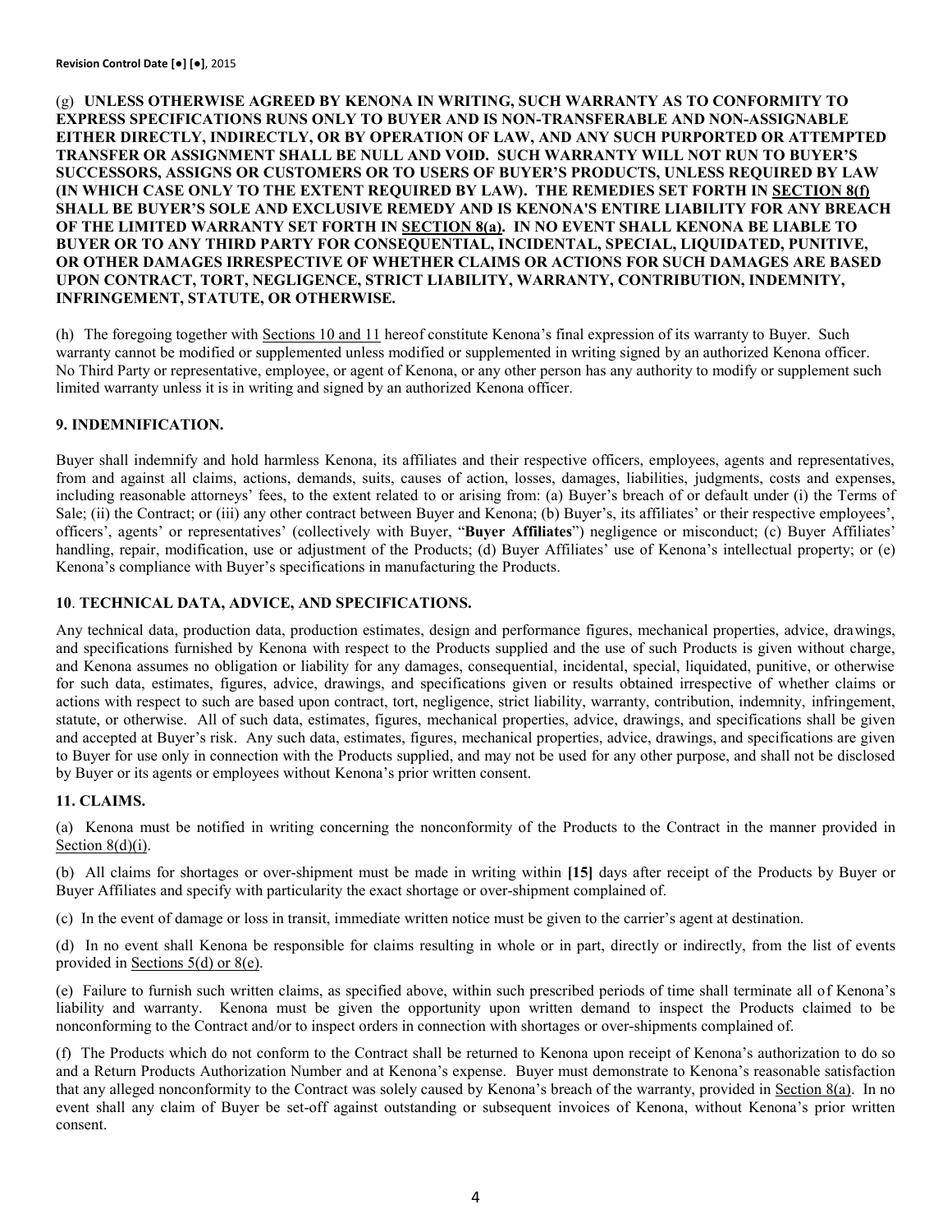(g) **UNLESS OTHERWISE AGREED BY KENONA IN WRITING, SUCH WARRANTY AS TO CONFORMITY TO EXPRESS SPECIFICATIONS RUNS ONLY TO BUYER AND IS NON-TRANSFERABLE AND NON-ASSIGNABLE EITHER DIRECTLY, INDIRECTLY, OR BY OPERATION OF LAW, AND ANY SUCH PURPORTED OR ATTEMPTED TRANSFER OR ASSIGNMENT SHALL BE NULL AND VOID. SUCH WARRANTY WILL NOT RUN TO BUYER'S SUCCESSORS, ASSIGNS OR CUSTOMERS OR TO USERS OF BUYER'S PRODUCTS, UNLESS REQUIRED BY LAW (IN WHICH CASE ONLY TO THE EXTENT REQUIRED BY LAW). THE REMEDIES SET FORTH IN SECTION 8(f) SHALL BE BUYER'S SOLE AND EXCLUSIVE REMEDY AND IS KENONA'S ENTIRE LIABILITY FOR ANY BREACH OF THE LIMITED WARRANTY SET FORTH IN SECTION 8(a). IN NO EVENT SHALL KENONA BE LIABLE TO BUYER OR TO ANY THIRD PARTY FOR CONSEQUENTIAL, INCIDENTAL, SPECIAL, LIQUIDATED, PUNITIVE, OR OTHER DAMAGES IRRESPECTIVE OF WHETHER CLAIMS OR ACTIONS FOR SUCH DAMAGES ARE BASED UPON CONTRACT, TORT, NEGLIGENCE, STRICT LIABILITY, WARRANTY, CONTRIBUTION, INDEMNITY, INFRINGEMENT, STATUTE, OR OTHERWISE.**

(h) The foregoing together with Sections 10 and 11 hereof constitute Kenona's final expression of its warranty to Buyer. Such warranty cannot be modified or supplemented unless modified or supplemented in writing signed by an authorized Kenona officer. No Third Party or representative, employee, or agent of Kenona, or any other person has any authority to modify or supplement such limited warranty unless it is in writing and signed by an authorized Kenona officer.

## 9. INDEMNIFICATION.

Buyer shall indemnify and hold harmless Kenona, its affiliates and their respective officers, employees, agents and representatives, from and against all claims, actions, demands, suits, causes of action, losses, damages, liabilities, judgments, costs and expenses, including reasonable attorneys' fees, to the extent related to or arising from: (a) Buyer's breach of or default under (i) the Terms of Sale; (ii) the Contract; or (iii) any other contract between Buyer and Kenona; (b) Buyer's, its affiliates' or their respective employees', officers', agents' or representatives' (collectively with Buyer, "**Buyer Affiliates**") negligence or misconduct; (c) Buyer Affiliates' handling, repair, modification, use or adjustment of the Products; (d) Buyer Affiliates' use of Kenona's intellectual property; or (e) Kenona's compliance with Buyer's specifications in manufacturing the Products.

## 10. TECHNICAL DATA, ADVICE, AND SPECIFICATIONS.

Any technical data, production data, production estimates, design and performance figures, mechanical properties, advice, drawings, and specifications furnished by Kenona with respect to the Products supplied and the use of such Products is given without charge, and Kenona assumes no obligation or liability for any damages, consequential, incidental, special, liquidated, punitive, or otherwise for such data, estimates, figures, advice, drawings, and specifications given or results obtained irrespective of whether claims or actions with respect to such are based upon contract, tort, negligence, strict liability, warranty, contribution, indemnity, infringement, statute, or otherwise. All of such data, estimates, figures, mechanical properties, advice, drawings, and specifications shall be given and accepted at Buyer's risk. Any such data, estimates, figures, mechanical properties, advice, drawings, and specifications are given to Buyer for use only in connection with the Products supplied, and may not be used for any other purpose, and shall not be disclosed by Buyer or its agents or employees without Kenona's prior written consent.

## 11. CLAIMS.

(a) Kenona must be notified in writing concerning the nonconformity of the Products to the Contract in the manner provided in Section 8(d)(i).

(b) All claims for shortages or over-shipment must be made in writing within **[15]** days after receipt of the Products by Buyer or Buyer Affiliates and specify with particularity the exact shortage or over-shipment complained of.

(c) In the event of damage or loss in transit, immediate written notice must be given to the carrier's agent at destination.

(d) In no event shall Kenona be responsible for claims resulting in whole or in part, directly or indirectly, from the list of events provided in Sections 5(d) or 8(e).

(e) Failure to furnish such written claims, as specified above, within such prescribed periods of time shall terminate all of Kenona's liability and warranty. Kenona must be given the opportunity upon written demand to inspect the Products claimed to be nonconforming to the Contract and/or to inspect orders in connection with shortages or over-shipments complained of.

(f) The Products which do not conform to the Contract shall be returned to Kenona upon receipt of Kenona's authorization to do so and a Return Products Authorization Number and at Kenona's expense. Buyer must demonstrate to Kenona's reasonable satisfaction that any alleged nonconformity to the Contract was solely caused by Kenona's breach of the warranty, provided in Section 8(a). In no event shall any claim of Buyer be set-off against outstanding or subsequent invoices of Kenona, without Kenona's prior written consent.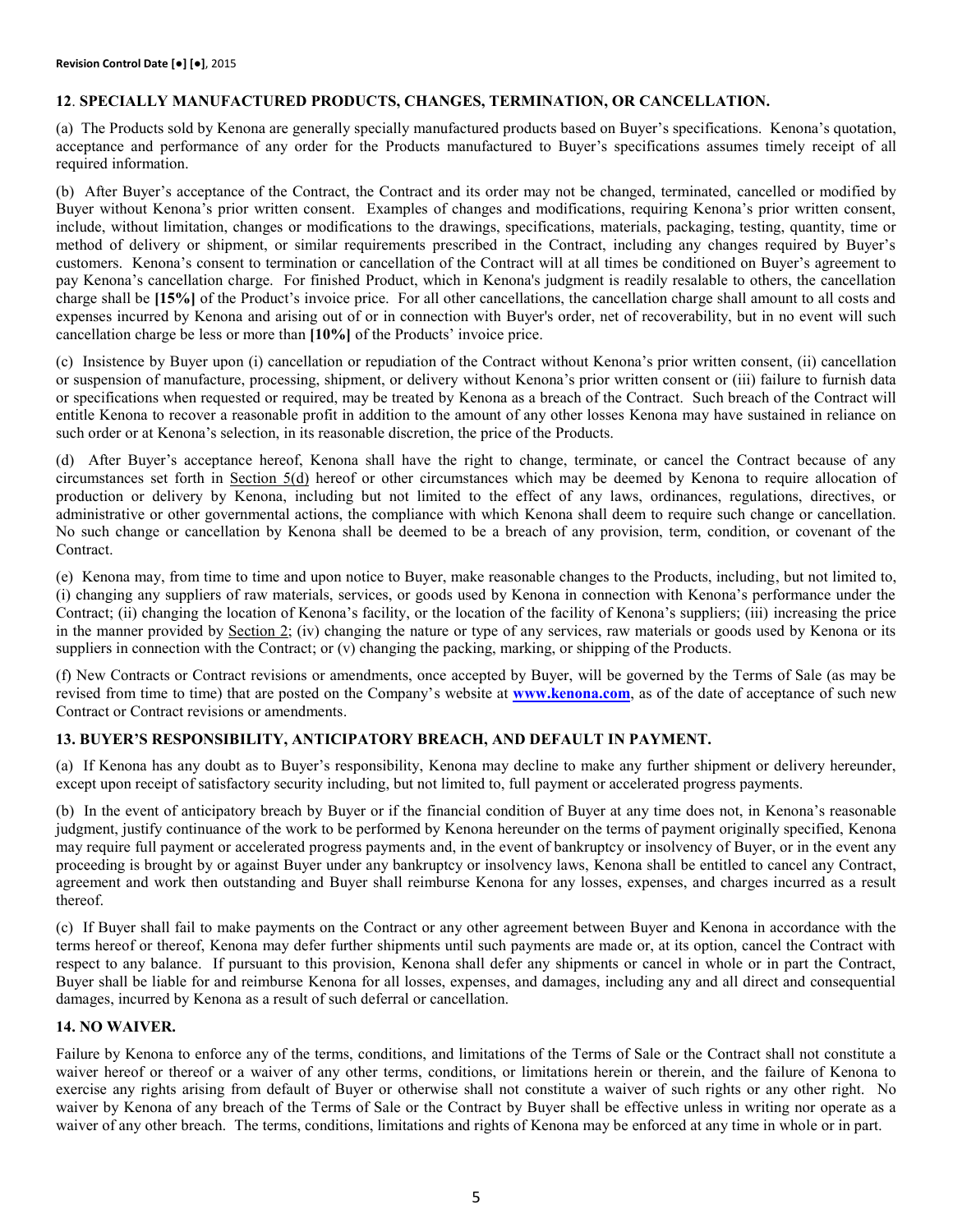## 12. SPECIALLY MANUFACTURED PRODUCTS, CHANGES, TERMINATION, OR CANCELLATION.

(a) The Products sold by Kenona are generally specially manufactured products based on Buyer's specifications. Kenona's quotation, acceptance and performance of any order for the Products manufactured to Buyer's specifications assumes timely receipt of all required information.

(b) After Buyer's acceptance of the Contract, the Contract and its order may not be changed, terminated, cancelled or modified by Buyer without Kenona's prior written consent. Examples of changes and modifications, requiring Kenona's prior written consent, include, without limitation, changes or modifications to the drawings, specifications, materials, packaging, testing, quantity, time or method of delivery or shipment, or similar requirements prescribed in the Contract, including any changes required by Buyer's customers. Kenona's consent to termination or cancellation of the Contract will at all times be conditioned on Buyer's agreement to pay Kenona's cancellation charge. For finished Product, which in Kenona's judgment is readily resalable to others, the cancellation charge shall be **[15%]** of the Product's invoice price. For all other cancellations, the cancellation charge shall amount to all costs and expenses incurred by Kenona and arising out of or in connection with Buyer's order, net of recoverability, but in no event will such cancellation charge be less or more than **[10%]** of the Products' invoice price.

(c) Insistence by Buyer upon (i) cancellation or repudiation of the Contract without Kenona's prior written consent, (ii) cancellation or suspension of manufacture, processing, shipment, or delivery without Kenona's prior written consent or (iii) failure to furnish data or specifications when requested or required, may be treated by Kenona as a breach of the Contract. Such breach of the Contract will entitle Kenona to recover a reasonable profit in addition to the amount of any other losses Kenona may have sustained in reliance on such order or at Kenona's selection, in its reasonable discretion, the price of the Products.

(d) After Buyer's acceptance hereof, Kenona shall have the right to change, terminate, or cancel the Contract because of any circumstances set forth in Section 5(d) hereof or other circumstances which may be deemed by Kenona to require allocation of production or delivery by Kenona, including but not limited to the effect of any laws, ordinances, regulations, directives, or administrative or other governmental actions, the compliance with which Kenona shall deem to require such change or cancellation. No such change or cancellation by Kenona shall be deemed to be a breach of any provision, term, condition, or covenant of the Contract.

(e) Kenona may, from time to time and upon notice to Buyer, make reasonable changes to the Products, including, but not limited to, (i) changing any suppliers of raw materials, services, or goods used by Kenona in connection with Kenona's performance under the Contract; (ii) changing the location of Kenona's facility, or the location of the facility of Kenona's suppliers; (iii) increasing the price in the manner provided by Section 2; (iv) changing the nature or type of any services, raw materials or goods used by Kenona or its suppliers in connection with the Contract; or (v) changing the packing, marking, or shipping of the Products.

(f) New Contracts or Contract revisions or amendments, once accepted by Buyer, will be governed by the Terms of Sale (as may be revised from time to time) that are posted on the Company's website at **www.kenona.com**, as of the date of acceptance of such new Contract or Contract revisions or amendments.

## 13. BUYER'S RESPONSIBILITY, ANTICIPATORY BREACH, AND DEFAULT IN PAYMENT.

(a) If Kenona has any doubt as to Buyer's responsibility, Kenona may decline to make any further shipment or delivery hereunder, except upon receipt of satisfactory security including, but not limited to, full payment or accelerated progress payments.

(b) In the event of anticipatory breach by Buyer or if the financial condition of Buyer at any time does not, in Kenona's reasonable judgment, justify continuance of the work to be performed by Kenona hereunder on the terms of payment originally specified, Kenona may require full payment or accelerated progress payments and, in the event of bankruptcy or insolvency of Buyer, or in the event any proceeding is brought by or against Buyer under any bankruptcy or insolvency laws, Kenona shall be entitled to cancel any Contract, agreement and work then outstanding and Buyer shall reimburse Kenona for any losses, expenses, and charges incurred as a result thereof.

(c) If Buyer shall fail to make payments on the Contract or any other agreement between Buyer and Kenona in accordance with the terms hereof or thereof, Kenona may defer further shipments until such payments are made or, at its option, cancel the Contract with respect to any balance. If pursuant to this provision, Kenona shall defer any shipments or cancel in whole or in part the Contract, Buyer shall be liable for and reimburse Kenona for all losses, expenses, and damages, including any and all direct and consequential damages, incurred by Kenona as a result of such deferral or cancellation.

## 14. NO WAIVER.

Failure by Kenona to enforce any of the terms, conditions, and limitations of the Terms of Sale or the Contract shall not constitute a waiver hereof or thereof or a waiver of any other terms, conditions, or limitations herein or therein, and the failure of Kenona to exercise any rights arising from default of Buyer or otherwise shall not constitute a waiver of such rights or any other right. No waiver by Kenona of any breach of the Terms of Sale or the Contract by Buyer shall be effective unless in writing nor operate as a waiver of any other breach. The terms, conditions, limitations and rights of Kenona may be enforced at any time in whole or in part.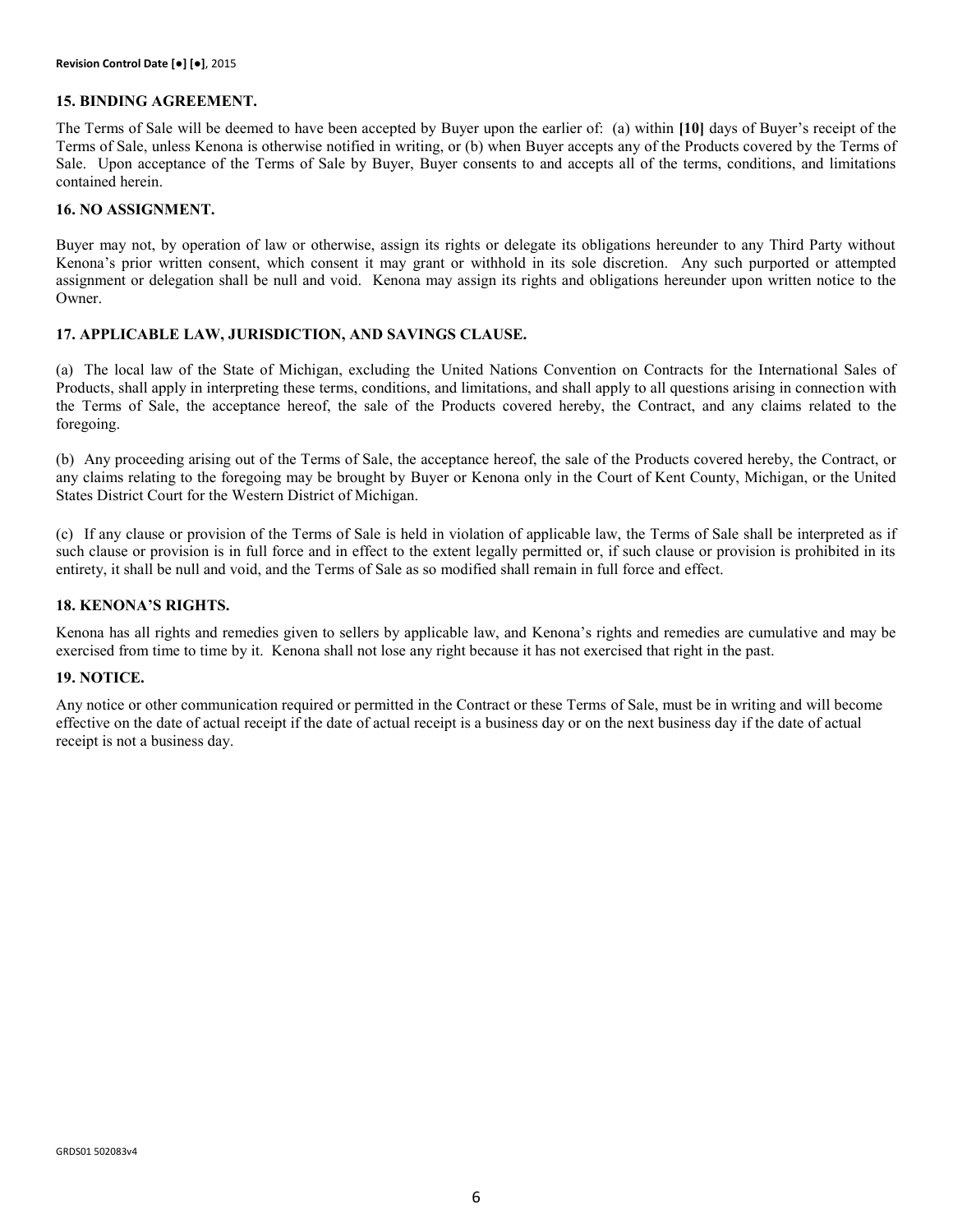## 15. BINDING AGREEMENT.

The Terms of Sale will be deemed to have been accepted by Buyer upon the earlier of: (a) within **[10]** days of Buyer's receipt of the Terms of Sale, unless Kenona is otherwise notified in writing, or (b) when Buyer accepts any of the Products covered by the Terms of Sale. Upon acceptance of the Terms of Sale by Buyer, Buyer consents to and accepts all of the terms, conditions, and limitations contained herein.

## 16. NO ASSIGNMENT.

Buyer may not, by operation of law or otherwise, assign its rights or delegate its obligations hereunder to any Third Party without Kenona's prior written consent, which consent it may grant or withhold in its sole discretion. Any such purported or attempted assignment or delegation shall be null and void. Kenona may assign its rights and obligations hereunder upon written notice to the Owner.

## 17. APPLICABLE LAW, JURISDICTION, AND SAVINGS CLAUSE.

(a) The local law of the State of Michigan, excluding the United Nations Convention on Contracts for the International Sales of Products, shall apply in interpreting these terms, conditions, and limitations, and shall apply to all questions arising in connection with the Terms of Sale, the acceptance hereof, the sale of the Products covered hereby, the Contract, and any claims related to the foregoing.

(b) Any proceeding arising out of the Terms of Sale, the acceptance hereof, the sale of the Products covered hereby, the Contract, or any claims relating to the foregoing may be brought by Buyer or Kenona only in the Court of Kent County, Michigan, or the United States District Court for the Western District of Michigan.

(c) If any clause or provision of the Terms of Sale is held in violation of applicable law, the Terms of Sale shall be interpreted as if such clause or provision is in full force and in effect to the extent legally permitted or, if such clause or provision is prohibited in its entirety, it shall be null and void, and the Terms of Sale as so modified shall remain in full force and effect.

## 18. KENONA'S RIGHTS.

Kenona has all rights and remedies given to sellers by applicable law, and Kenona's rights and remedies are cumulative and may be exercised from time to time by it. Kenona shall not lose any right because it has not exercised that right in the past.

## 19. NOTICE.

Any notice or other communication required or permitted in the Contract or these Terms of Sale, must be in writing and will become effective on the date of actual receipt if the date of actual receipt is a business day or on the next business day if the date of actual receipt is not a business day.